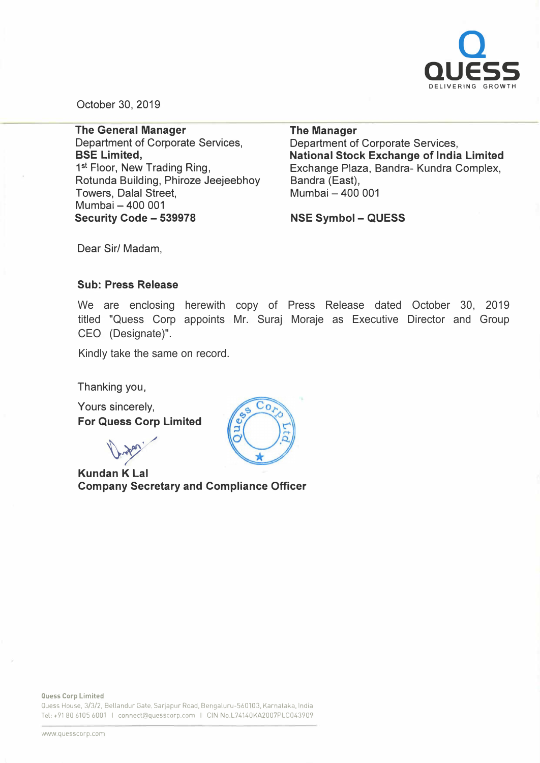October 30, 2019

**The General Manager**
Department of Corporate Services,
**BSE Limited,**
1st Floor, New Trading Ring,
Rotunda Building, Phiroze Jeejeebhoy
Towers, Dalal Street,
Mumbai – 400 001
**Security Code – 539978**

**The Manager**
Department of Corporate Services,
**National Stock Exchange of India Limited**
Exchange Plaza, Bandra- Kundra Complex,
Bandra (East),
Mumbai – 400 001

**NSE Symbol – QUESS**

Dear Sir/ Madam,

**Sub: Press Release**

We are enclosing herewith copy of Press Release dated October 30, 2019 titled "Quess Corp appoints Mr. Suraj Moraje as Executive Director and Group CEO (Designate)".

Kindly take the same on record.

Thanking you,

Yours sincerely,
**For Quess Corp Limited**

**Kundan K Lal**
**Company Secretary and Compliance Officer**

**Quess Corp Limited**
Quess House, 3/3/2, Bellandur Gate, Sarjapur Road, Bengaluru-560103, Karnataka, India
Tel: +91 80 6105 6001 I connect@quesscorp.com I CIN No.L74140KA2007PLC043909

www.quesscorp.com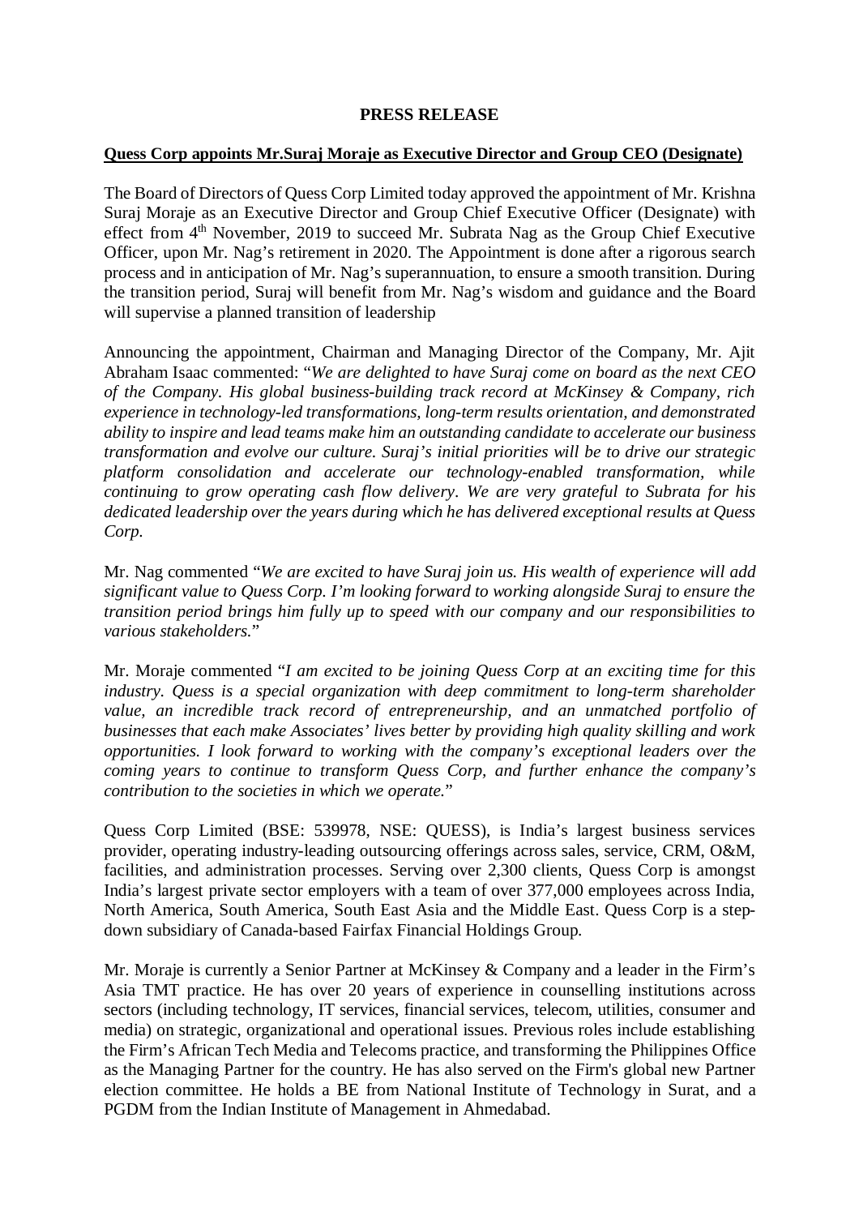**PRESS RELEASE**

**Quess Corp appoints Mr.Suraj Moraje as Executive Director and Group CEO (Designate)**

The Board of Directors of Quess Corp Limited today approved the appointment of Mr. Krishna Suraj Moraje as an Executive Director and Group Chief Executive Officer (Designate) with effect from 4th November, 2019 to succeed Mr. Subrata Nag as the Group Chief Executive Officer, upon Mr. Nag's retirement in 2020. The Appointment is done after a rigorous search process and in anticipation of Mr. Nag's superannuation, to ensure a smooth transition. During the transition period, Suraj will benefit from Mr. Nag's wisdom and guidance and the Board will supervise a planned transition of leadership

Announcing the appointment, Chairman and Managing Director of the Company, Mr. Ajit Abraham Isaac commented: "*We are delighted to have Suraj come on board as the next CEO of the Company. His global business-building track record at McKinsey & Company, rich experience in technology-led transformations, long-term results orientation, and demonstrated ability to inspire and lead teams make him an outstanding candidate to accelerate our business transformation and evolve our culture. Suraj's initial priorities will be to drive our strategic platform consolidation and accelerate our technology-enabled transformation, while continuing to grow operating cash flow delivery. We are very grateful to Subrata for his dedicated leadership over the years during which he has delivered exceptional results at Quess Corp.*

Mr. Nag commented "*We are excited to have Suraj join us. His wealth of experience will add significant value to Quess Corp. I'm looking forward to working alongside Suraj to ensure the transition period brings him fully up to speed with our company and our responsibilities to various stakeholders.*"

Mr. Moraje commented "*I am excited to be joining Quess Corp at an exciting time for this industry. Quess is a special organization with deep commitment to long-term shareholder value, an incredible track record of entrepreneurship, and an unmatched portfolio of businesses that each make Associates' lives better by providing high quality skilling and work opportunities. I look forward to working with the company's exceptional leaders over the coming years to continue to transform Quess Corp, and further enhance the company's contribution to the societies in which we operate.*"

Quess Corp Limited (BSE: 539978, NSE: QUESS), is India's largest business services provider, operating industry-leading outsourcing offerings across sales, service, CRM, O&M, facilities, and administration processes. Serving over 2,300 clients, Quess Corp is amongst India's largest private sector employers with a team of over 377,000 employees across India, North America, South America, South East Asia and the Middle East. Quess Corp is a step-down subsidiary of Canada-based Fairfax Financial Holdings Group.

Mr. Moraje is currently a Senior Partner at McKinsey & Company and a leader in the Firm's Asia TMT practice. He has over 20 years of experience in counselling institutions across sectors (including technology, IT services, financial services, telecom, utilities, consumer and media) on strategic, organizational and operational issues. Previous roles include establishing the Firm's African Tech Media and Telecoms practice, and transforming the Philippines Office as the Managing Partner for the country. He has also served on the Firm's global new Partner election committee. He holds a BE from National Institute of Technology in Surat, and a PGDM from the Indian Institute of Management in Ahmedabad.